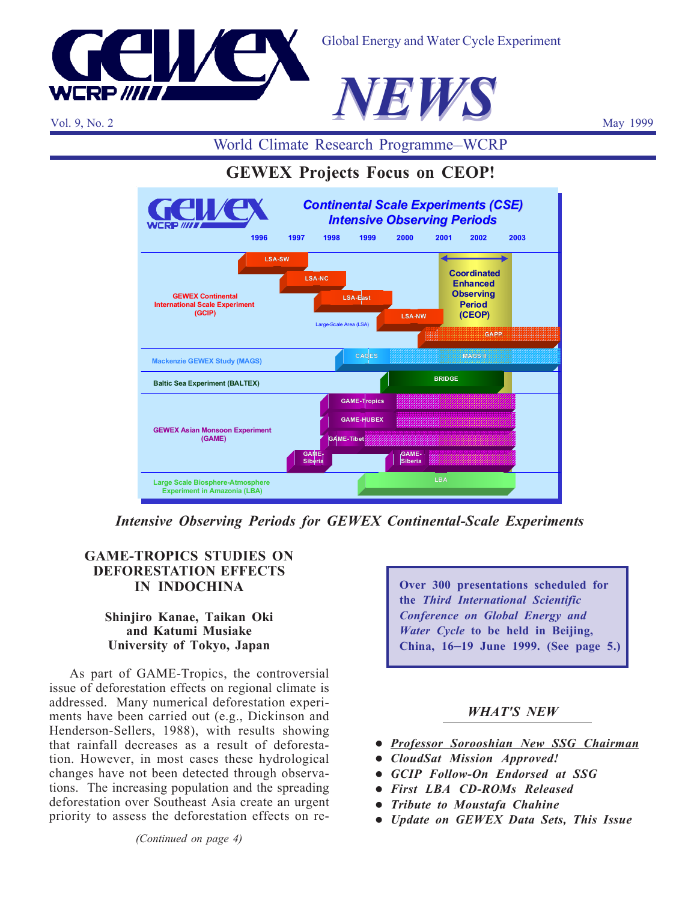# GEWEX NEWS

Global Energy and Water Cycle Experiment

World Climate Research Programme–WCRP

## GEWEX Projects Focus on CEOP!

Continental Scale Experiments (CSE) Intensive Observing Periods

1996 1997 1998 1999 2000 2001 2002 2003

GEWEX Continental International Scale Experiment (GCIP)

LSA-SW

LSA-NC

LSA-East

LSA-NW

Large-Scale Area (LSA)

Coordinated Enhanced Observing Period (CEOP)

GAPP

Mackenzie GEWEX Study (MAGS)

CAGES

MAGS II

Baltic Sea Experiment (BALTEX)

BRIDGE

GEWEX Asian Monsoon Experiment (GAME)

GAME-Tropics

GAME-HUBEX

GAME-Tibet

GAME-Siberia

GAME-Siberia

Large Scale Biosphere-Atmosphere Experiment in Amazonia (LBA)

LBA

*Intensive Observing Periods for GEWEX Continental-Scale Experiments*

### GAME-TROPICS STUDIES ON DEFORESTATION EFFECTS IN INDOCHINA

**Shinjiro Kanae, Taikan Oki and Katumi Musiake**
**University of Tokyo, Japan**

As part of GAME-Tropics, the controversial issue of deforestation effects on regional climate is addressed. Many numerical deforestation experiments have been carried out (e.g., Dickinson and Henderson-Sellers, 1988), with results showing that rainfall decreases as a result of deforestation. However, in most cases these hydrological changes have not been detected through observations. The increasing population and the spreading deforestation over Southeast Asia create an urgent priority to assess the deforestation effects on re-

*(Continued on page 4)*

**Over 300 presentations scheduled for the *Third International Scientific Conference on Global Energy and Water Cycle* to be held in Beijing, China, 16–19 June 1999. (See page 5.)**

### *WHAT'S NEW*

- ***Professor Sorooshian New SSG Chairman***
- ***CloudSat Mission Approved!***
- ***GCIP Follow-On Endorsed at SSG***
- ***First LBA CD-ROMs Released***
- ***Tribute to Moustafa Chahine***
- ***Update on GEWEX Data Sets, This Issue***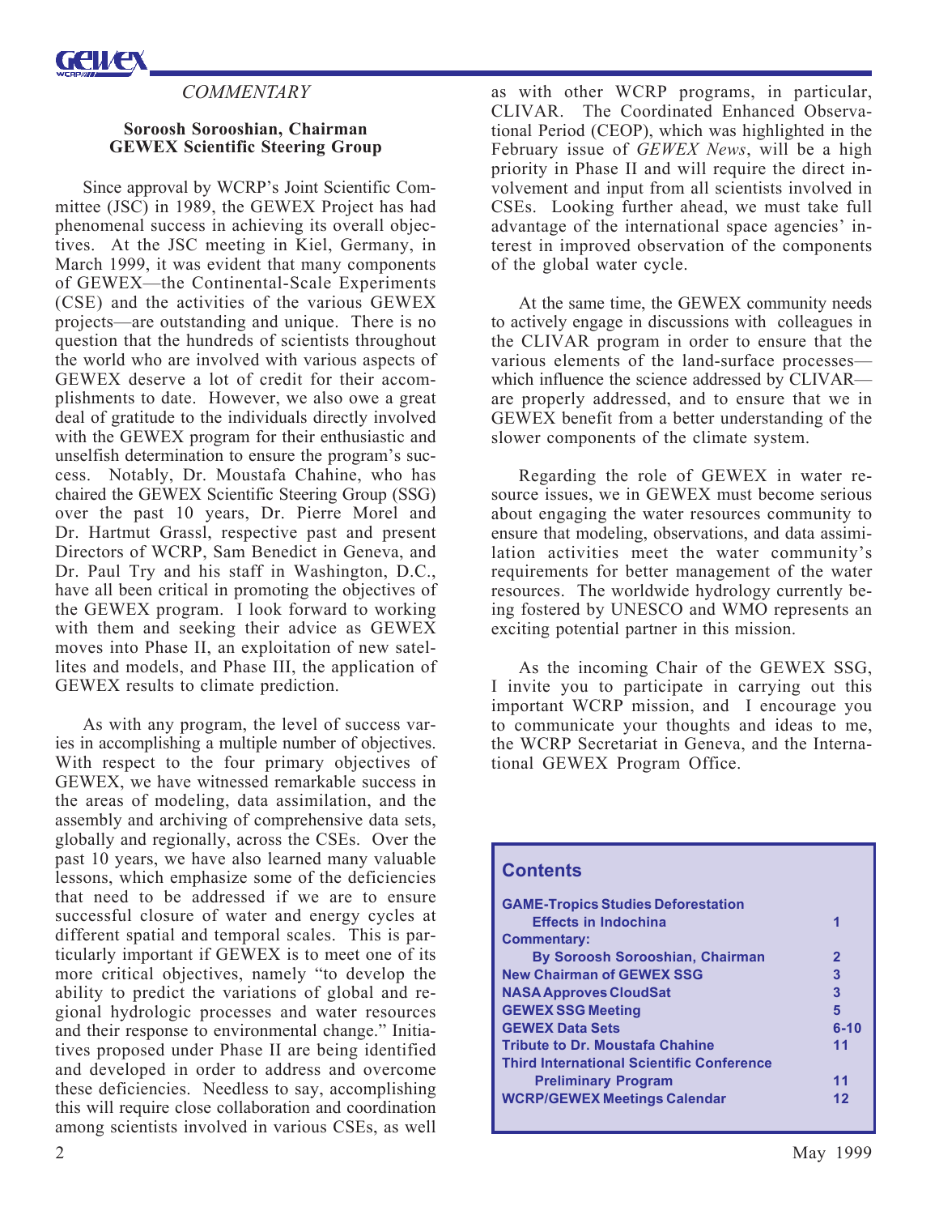## COMMENTARY

**Soroosh Sorooshian, Chairman**
**GEWEX Scientific Steering Group**

Since approval by WCRP's Joint Scientific Committee (JSC) in 1989, the GEWEX Project has had phenomenal success in achieving its overall objectives. At the JSC meeting in Kiel, Germany, in March 1999, it was evident that many components of GEWEX—the Continental-Scale Experiments (CSE) and the activities of the various GEWEX projects—are outstanding and unique. There is no question that the hundreds of scientists throughout the world who are involved with various aspects of GEWEX deserve a lot of credit for their accomplishments to date. However, we also owe a great deal of gratitude to the individuals directly involved with the GEWEX program for their enthusiastic and unselfish determination to ensure the program's success. Notably, Dr. Moustafa Chahine, who has chaired the GEWEX Scientific Steering Group (SSG) over the past 10 years, Dr. Pierre Morel and Dr. Hartmut Grassl, respective past and present Directors of WCRP, Sam Benedict in Geneva, and Dr. Paul Try and his staff in Washington, D.C., have all been critical in promoting the objectives of the GEWEX program. I look forward to working with them and seeking their advice as GEWEX moves into Phase II, an exploitation of new satellites and models, and Phase III, the application of GEWEX results to climate prediction.

As with any program, the level of success varies in accomplishing a multiple number of objectives. With respect to the four primary objectives of GEWEX, we have witnessed remarkable success in the areas of modeling, data assimilation, and the assembly and archiving of comprehensive data sets, globally and regionally, across the CSEs. Over the past 10 years, we have also learned many valuable lessons, which emphasize some of the deficiencies that need to be addressed if we are to ensure successful closure of water and energy cycles at different spatial and temporal scales. This is particularly important if GEWEX is to meet one of its more critical objectives, namely "to develop the ability to predict the variations of global and regional hydrologic processes and water resources and their response to environmental change." Initiatives proposed under Phase II are being identified and developed in order to address and overcome these deficiencies. Needless to say, accomplishing this will require close collaboration and coordination among scientists involved in various CSEs, as well as with other WCRP programs, in particular, CLIVAR. The Coordinated Enhanced Observational Period (CEOP), which was highlighted in the February issue of *GEWEX News*, will be a high priority in Phase II and will require the direct involvement and input from all scientists involved in CSEs. Looking further ahead, we must take full advantage of the international space agencies' interest in improved observation of the components of the global water cycle.

At the same time, the GEWEX community needs to actively engage in discussions with colleagues in the CLIVAR program in order to ensure that the various elements of the land-surface processes—which influence the science addressed by CLIVAR—are properly addressed, and to ensure that we in GEWEX benefit from a better understanding of the slower components of the climate system.

Regarding the role of GEWEX in water resource issues, we in GEWEX must become serious about engaging the water resources community to ensure that modeling, observations, and data assimilation activities meet the water community's requirements for better management of the water resources. The worldwide hydrology currently being fostered by UNESCO and WMO represents an exciting potential partner in this mission.

As the incoming Chair of the GEWEX SSG, I invite you to participate in carrying out this important WCRP mission, and I encourage you to communicate your thoughts and ideas to me, the WCRP Secretariat in Geneva, and the International GEWEX Program Office.

### Contents

| | |
|---|---|
| **GAME-Tropics Studies Deforestation Effects in Indochina** | **1** |
| **Commentary: By Soroosh Sorooshian, Chairman** | **2** |
| **New Chairman of GEWEX SSG** | **3** |
| **NASA Approves CloudSat** | **3** |
| **GEWEX SSG Meeting** | **5** |
| **GEWEX Data Sets** | **6-10** |
| **Tribute to Dr. Moustafa Chahine** | **11** |
| **Third International Scientific Conference Preliminary Program** | **11** |
| **WCRP/GEWEX Meetings Calendar** | **12** |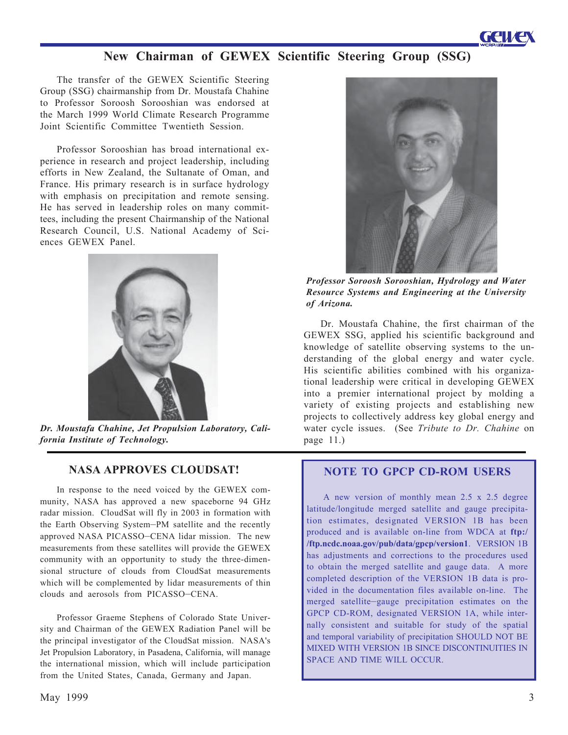# New Chairman of GEWEX Scientific Steering Group (SSG)

The transfer of the GEWEX Scientific Steering Group (SSG) chairmanship from Dr. Moustafa Chahine to Professor Soroosh Sorooshian was endorsed at the March 1999 World Climate Research Programme Joint Scientific Committee Twentieth Session.

Professor Sorooshian has broad international experience in research and project leadership, including efforts in New Zealand, the Sultanate of Oman, and France. His primary research is in surface hydrology with emphasis on precipitation and remote sensing. He has served in leadership roles on many committees, including the present Chairmanship of the National Research Council, U.S. National Academy of Sciences GEWEX Panel.

***Dr. Moustafa Chahine, Jet Propulsion Laboratory, California Institute of Technology.***

***Professor Soroosh Sorooshian, Hydrology and Water Resource Systems and Engineering at the University of Arizona.***

Dr. Moustafa Chahine, the first chairman of the GEWEX SSG, applied his scientific background and knowledge of satellite observing systems to the understanding of the global energy and water cycle. His scientific abilities combined with his organizational leadership were critical in developing GEWEX into a premier international project by molding a variety of existing projects and establishing new projects to collectively address key global energy and water cycle issues. (See *Tribute to Dr. Chahine* on page 11.)

## NASA APPROVES CLOUDSAT!

In response to the need voiced by the GEWEX community, NASA has approved a new spaceborne 94 GHz radar mission. CloudSat will fly in 2003 in formation with the Earth Observing System–PM satellite and the recently approved NASA PICASSO–CENA lidar mission. The new measurements from these satellites will provide the GEWEX community with an opportunity to study the three-dimensional structure of clouds from CloudSat measurements which will be complemented by lidar measurements of thin clouds and aerosols from PICASSO–CENA.

Professor Graeme Stephens of Colorado State University and Chairman of the GEWEX Radiation Panel will be the principal investigator of the CloudSat mission. NASA's Jet Propulsion Laboratory, in Pasadena, California, will manage the international mission, which will include participation from the United States, Canada, Germany and Japan.

## NOTE TO GPCP CD-ROM USERS

A new version of monthly mean 2.5 x 2.5 degree latitude/longitude merged satellite and gauge precipitation estimates, designated VERSION 1B has been produced and is available on-line from WDCA at **ftp://ftp.ncdc.noaa.gov/pub/data/gpcp/version1**. VERSION 1B has adjustments and corrections to the procedures used to obtain the merged satellite and gauge data. A more completed description of the VERSION 1B data is provided in the documentation files available on-line. The merged satellite–gauge precipitation estimates on the GPCP CD-ROM, designated VERSION 1A, while internally consistent and suitable for study of the spatial and temporal variability of precipitation SHOULD NOT BE MIXED WITH VERSION 1B SINCE DISCONTINUITIES IN SPACE AND TIME WILL OCCUR.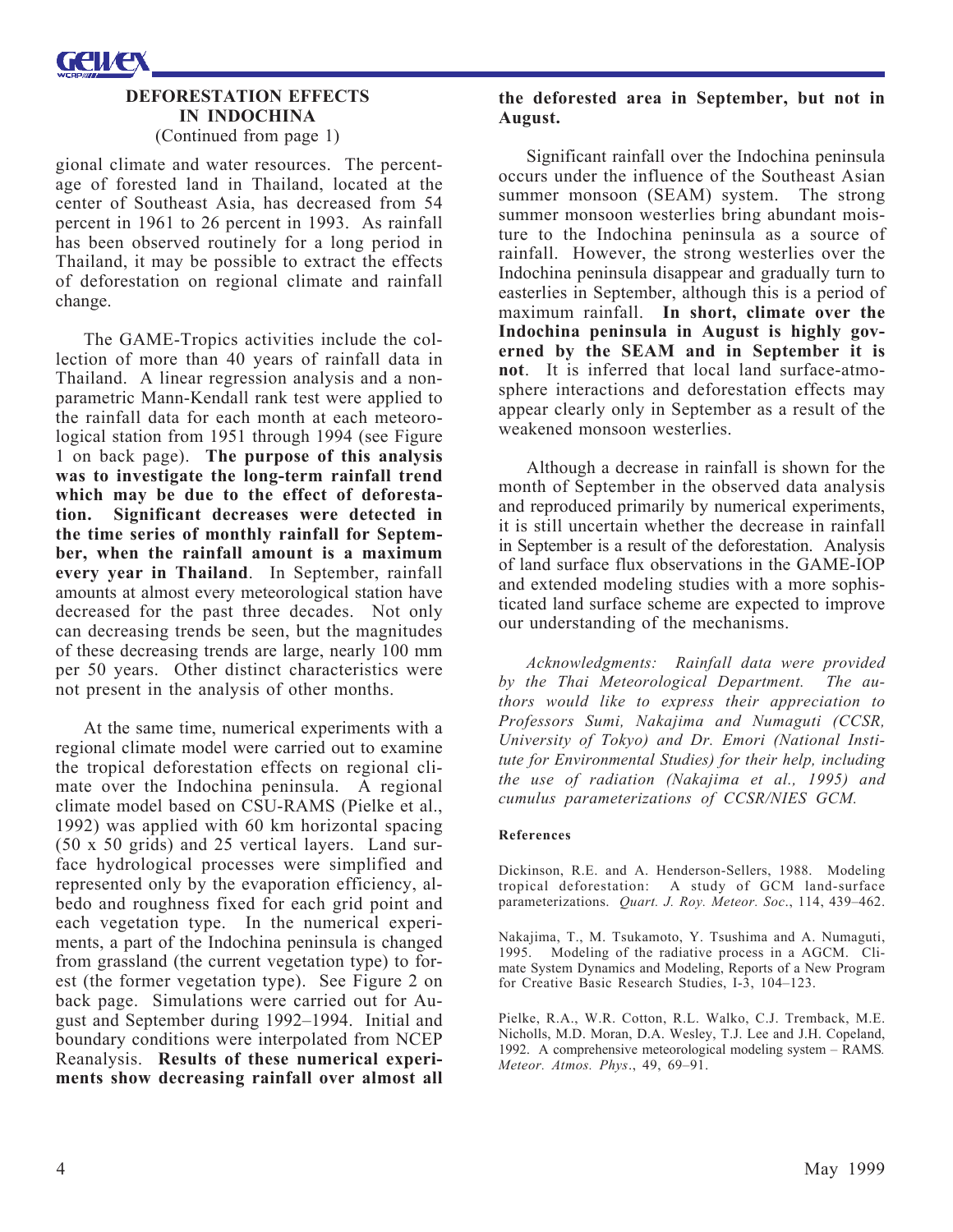### DEFORESTATION EFFECTS IN INDOCHINA

(Continued from page 1)

gional climate and water resources. The percentage of forested land in Thailand, located at the center of Southeast Asia, has decreased from 54 percent in 1961 to 26 percent in 1993. As rainfall has been observed routinely for a long period in Thailand, it may be possible to extract the effects of deforestation on regional climate and rainfall change.

The GAME-Tropics activities include the collection of more than 40 years of rainfall data in Thailand. A linear regression analysis and a nonparametric Mann-Kendall rank test were applied to the rainfall data for each month at each meteorological station from 1951 through 1994 (see Figure 1 on back page). **The purpose of this analysis was to investigate the long-term rainfall trend which may be due to the effect of deforestation. Significant decreases were detected in the time series of monthly rainfall for September, when the rainfall amount is a maximum every year in Thailand**. In September, rainfall amounts at almost every meteorological station have decreased for the past three decades. Not only can decreasing trends be seen, but the magnitudes of these decreasing trends are large, nearly 100 mm per 50 years. Other distinct characteristics were not present in the analysis of other months.

At the same time, numerical experiments with a regional climate model were carried out to examine the tropical deforestation effects on regional climate over the Indochina peninsula. A regional climate model based on CSU-RAMS (Pielke et al., 1992) was applied with 60 km horizontal spacing (50 x 50 grids) and 25 vertical layers. Land surface hydrological processes were simplified and represented only by the evaporation efficiency, albedo and roughness fixed for each grid point and each vegetation type. In the numerical experiments, a part of the Indochina peninsula is changed from grassland (the current vegetation type) to forest (the former vegetation type). See Figure 2 on back page. Simulations were carried out for August and September during 1992–1994. Initial and boundary conditions were interpolated from NCEP Reanalysis. **Results of these numerical experiments show decreasing rainfall over almost all the deforested area in September, but not in August.**

Significant rainfall over the Indochina peninsula occurs under the influence of the Southeast Asian summer monsoon (SEAM) system. The strong summer monsoon westerlies bring abundant moisture to the Indochina peninsula as a source of rainfall. However, the strong westerlies over the Indochina peninsula disappear and gradually turn to easterlies in September, although this is a period of maximum rainfall. **In short, climate over the Indochina peninsula in August is highly governed by the SEAM and in September it is not**. It is inferred that local land surface-atmosphere interactions and deforestation effects may appear clearly only in September as a result of the weakened monsoon westerlies.

Although a decrease in rainfall is shown for the month of September in the observed data analysis and reproduced primarily by numerical experiments, it is still uncertain whether the decrease in rainfall in September is a result of the deforestation. Analysis of land surface flux observations in the GAME-IOP and extended modeling studies with a more sophisticated land surface scheme are expected to improve our understanding of the mechanisms.

*Acknowledgments: Rainfall data were provided by the Thai Meteorological Department. The authors would like to express their appreciation to Professors Sumi, Nakajima and Numaguti (CCSR, University of Tokyo) and Dr. Emori (National Institute for Environmental Studies) for their help, including the use of radiation (Nakajima et al., 1995) and cumulus parameterizations of CCSR/NIES GCM.*

#### References

Dickinson, R.E. and A. Henderson-Sellers, 1988. Modeling tropical deforestation: A study of GCM land-surface parameterizations. *Quart. J. Roy. Meteor. Soc.*, 114, 439–462.

Nakajima, T., M. Tsukamoto, Y. Tsushima and A. Numaguti, 1995. Modeling of the radiative process in a AGCM. Climate System Dynamics and Modeling, Reports of a New Program for Creative Basic Research Studies, I-3, 104–123.

Pielke, R.A., W.R. Cotton, R.L. Walko, C.J. Tremback, M.E. Nicholls, M.D. Moran, D.A. Wesley, T.J. Lee and J.H. Copeland, 1992. A comprehensive meteorological modeling system – RAMS. *Meteor. Atmos. Phys*., 49, 69–91.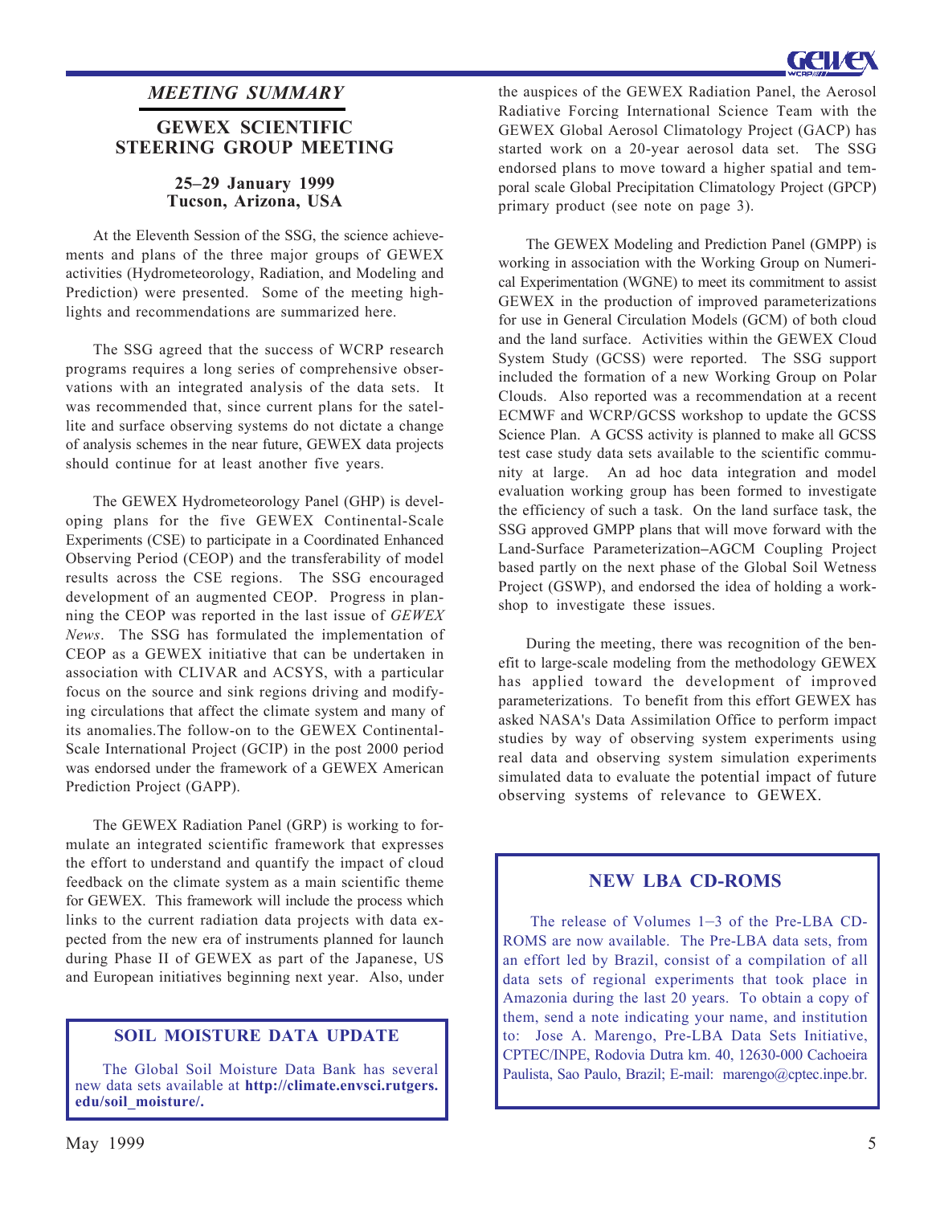*MEETING SUMMARY*

## GEWEX SCIENTIFIC STEERING GROUP MEETING

### 25–29 January 1999
### Tucson, Arizona, USA

At the Eleventh Session of the SSG, the science achievements and plans of the three major groups of GEWEX activities (Hydrometeorology, Radiation, and Modeling and Prediction) were presented. Some of the meeting highlights and recommendations are summarized here.

The SSG agreed that the success of WCRP research programs requires a long series of comprehensive observations with an integrated analysis of the data sets. It was recommended that, since current plans for the satellite and surface observing systems do not dictate a change of analysis schemes in the near future, GEWEX data projects should continue for at least another five years.

The GEWEX Hydrometeorology Panel (GHP) is developing plans for the five GEWEX Continental-Scale Experiments (CSE) to participate in a Coordinated Enhanced Observing Period (CEOP) and the transferability of model results across the CSE regions. The SSG encouraged development of an augmented CEOP. Progress in planning the CEOP was reported in the last issue of *GEWEX News*. The SSG has formulated the implementation of CEOP as a GEWEX initiative that can be undertaken in association with CLIVAR and ACSYS, with a particular focus on the source and sink regions driving and modifying circulations that affect the climate system and many of its anomalies.The follow-on to the GEWEX Continental-Scale International Project (GCIP) in the post 2000 period was endorsed under the framework of a GEWEX American Prediction Project (GAPP).

The GEWEX Radiation Panel (GRP) is working to formulate an integrated scientific framework that expresses the effort to understand and quantify the impact of cloud feedback on the climate system as a main scientific theme for GEWEX. This framework will include the process which links to the current radiation data projects with data expected from the new era of instruments planned for launch during Phase II of GEWEX as part of the Japanese, US and European initiatives beginning next year. Also, under the auspices of the GEWEX Radiation Panel, the Aerosol Radiative Forcing International Science Team with the GEWEX Global Aerosol Climatology Project (GACP) has started work on a 20-year aerosol data set. The SSG endorsed plans to move toward a higher spatial and temporal scale Global Precipitation Climatology Project (GPCP) primary product (see note on page 3).

The GEWEX Modeling and Prediction Panel (GMPP) is working in association with the Working Group on Numerical Experimentation (WGNE) to meet its commitment to assist GEWEX in the production of improved parameterizations for use in General Circulation Models (GCM) of both cloud and the land surface. Activities within the GEWEX Cloud System Study (GCSS) were reported. The SSG support included the formation of a new Working Group on Polar Clouds. Also reported was a recommendation at a recent ECMWF and WCRP/GCSS workshop to update the GCSS Science Plan. A GCSS activity is planned to make all GCSS test case study data sets available to the scientific community at large. An ad hoc data integration and model evaluation working group has been formed to investigate the efficiency of such a task. On the land surface task, the SSG approved GMPP plans that will move forward with the Land-Surface Parameterization–AGCM Coupling Project based partly on the next phase of the Global Soil Wetness Project (GSWP), and endorsed the idea of holding a workshop to investigate these issues.

During the meeting, there was recognition of the benefit to large-scale modeling from the methodology GEWEX has applied toward the development of improved parameterizations. To benefit from this effort GEWEX has asked NASA's Data Assimilation Office to perform impact studies by way of observing system experiments using real data and observing system simulation experiments simulated data to evaluate the potential impact of future observing systems of relevance to GEWEX.

## SOIL MOISTURE DATA UPDATE

The Global Soil Moisture Data Bank has several new data sets available at **http://climate.envsci.rutgers.edu/soil_moisture/.**

## NEW LBA CD-ROMS

The release of Volumes 1–3 of the Pre-LBA CD-ROMS are now available. The Pre-LBA data sets, from an effort led by Brazil, consist of a compilation of all data sets of regional experiments that took place in Amazonia during the last 20 years. To obtain a copy of them, send a note indicating your name, and institution to: Jose A. Marengo, Pre-LBA Data Sets Initiative, CPTEC/INPE, Rodovia Dutra km. 40, 12630-000 Cachoeira Paulista, Sao Paulo, Brazil; E-mail: marengo@cptec.inpe.br.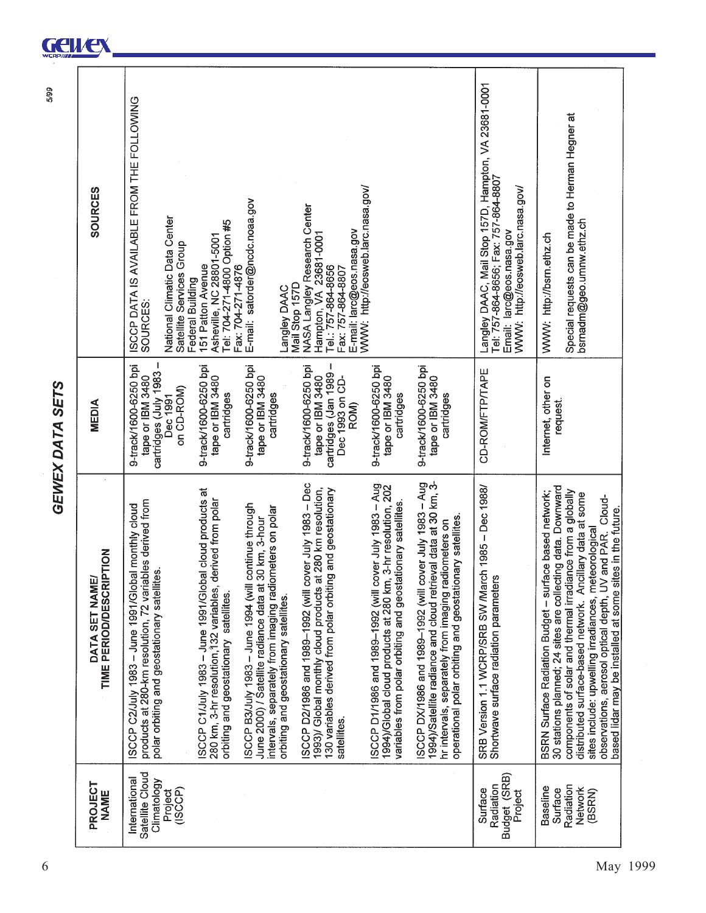# GEWEX DATA SETS

| PROJECT NAME | DATA SET NAME/ TIME PERIOD/DESCRIPTION | MEDIA | SOURCES |
|---|---|---|---|
| International Satellite Cloud Climatology Project (ISCCP) | ISCCP C2/July 1983 – June 1991/Global monthly cloud products at 280-km resolution, 72 variables derived from polar orbiting and geostationary satellites. | 9-track/1600-6250 bpi tape or IBM 3480 cartridges (July 1983 – Dec 1991 on CD-ROM) | ISCCP DATA IS AVAILABLE FROM THE FOLLOWING SOURCES: |
| | ISCCP C1/July 1983 – June 1991/Global cloud products at 280 km, 3-hr resolution, 132 variables, derived from polar orbiting and geostationary satellites. | 9-track/1600-6250 bpi tape or IBM 3480 cartridges | National Climatic Data Center<br>Satellite Services Group<br>Federal Building<br>151 Patton Avenue<br>Asheville, NC 28801-5001<br>Tel: 704-271-4800 Option #5<br>Fax: 704-271-4876<br>E-mail: satorder@ncdc.noaa.gov |
| | ISCCP B3/July 1983 – June 1994 (will continue through June 2000) / Satellite radiance data at 30 km, 3-hour intervals, separately from imaging radiometers on polar orbiting and geostationary satellites. | 9-track/1600-6250 bpi tape or IBM 3480 cartridges | |
| | ISCCP D2/1986 and 1989–1992 (will cover July 1983 – Dec 1993)/ Global monthly cloud products at 280 km resolution, 130 variables derived from polar orbiting and geostationary satellites. | 9-track/1600-6250 bpi tape or IBM 3480 cartridges (Jan 1989 – Dec 1993 on CD-ROM) | Langley DAAC<br>Mail Stop 157D<br>NASA Langley Research Center<br>Hampton, VA 23681-0001<br>Tel.: 757-864-8656<br>Fax: 757-864-8807<br>E-mail: larc@eos.nasa.gov<br>WWW: http://eosweb.larc.nasa.gov/ |
| | ISCCP D1/1986 and 1989–1992 (will cover July 1983 – Aug 1994)/Global cloud products at 280 km, 3-hr resolution, 202 variables from polar orbiting and geostationary satellites. | 9-track/1600-6250 bpi tape or IBM 3480 cartridges | |
| | ISCCP DX/1986 and 1989–1992 (will cover July 1983 – Aug 1994)/Satellite radiance and cloud retrieval data at 30 km, 3-hr intervals, separately from imaging radiometers on operational polar orbiting and geostationary satellites. | 9-track/1600-6250 bpi tape or IBM 3480 cartridges | |
| Surface Radiation Budget (SRB) Project | SRB Version 1.1 WCRP/SRB SW/March 1985 – Dec 1988/ Shortwave surface radiation parameters | CD-ROM/FTP/TAPE | Langley DAAC, Mail Stop 157D, Hampton, VA 23681-0001<br>Tel: 757-864-8656; Fax: 757-864-8807<br>Email: larc@eos.nasa.gov<br>WWW: http://eosweb.larc.nasa.gov/ |
| Baseline Surface Radiation Network (BSRN) | BSRN Surface Radiation Budget – surface based network; 30 stations planned; 24 sites are collecting data. Downward components of solar and thermal irradiance from a globally distributed surface-based network. Ancillary data at some sites include: upwelling irradiances, meteorological observations, aerosol optical depth, UV and PAR. Cloud-based lidar may be installed at some sites in the future. | Internet, other on request. | WWW: http://bsrn.ethz.ch<br><br>Special requests can be made to Herman Hegner at bsrnadm@geo.umnw.ethz.ch |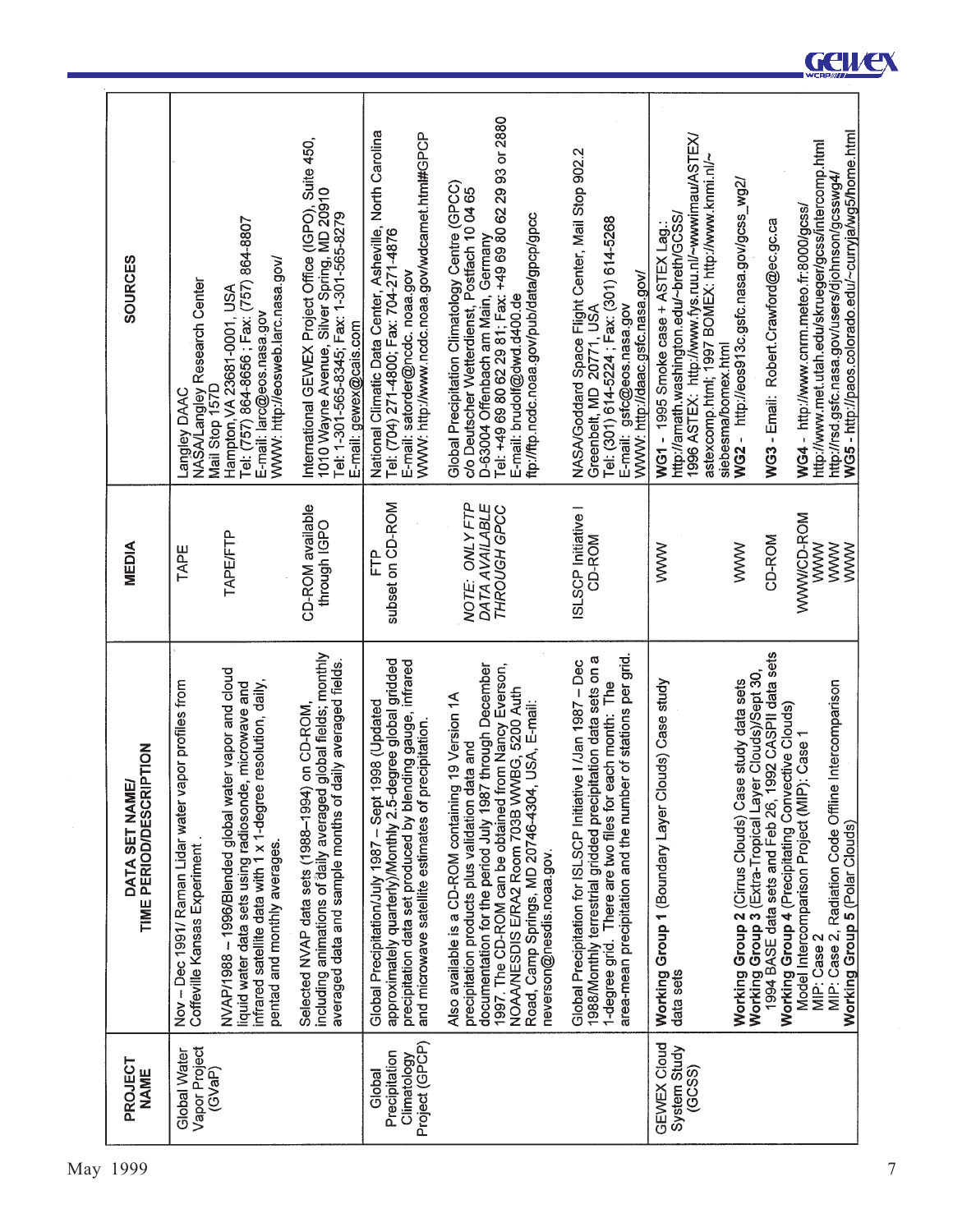| PROJECT NAME | DATA SET NAME/ TIME PERIOD/DESCRIPTION | MEDIA | SOURCES |
|---|---|---|---|
| Global Water Vapor Project (GVaP) | Nov – Dec 1991/ Raman Lidar water vapor profiles from Coffeville Kansas Experiment . | TAPE | Langley DAAC<br>NASA/Langley Research Center<br>Mail Stop 157D<br>Hampton,VA 23681-0001, USA<br>Tel: (757) 864-8656 ; Fax: (757) 864-8807<br>E-mail: larc@eos.nasa.gov<br>WWW: http://eosweb.larc.nasa.gov/ |
| | NVAP/1988 – 1996/Blended global water vapor and cloud liquid water data sets using radiosonde, microwave and infrared satellite data with 1 x 1-degree resolution, daily, pentad and monthly averages. | TAPE/FTP | |
| | Selected NVAP data sets (1988–1994) on CD-ROM, including animations of daily averaged global fields; monthly averaged data and sample months of daily averaged fields. | CD-ROM available through IGPO | International GEWEX Project Office (IGPO), Suite 450, 1010 Wayne Avenue, Silver Spring, MD 20910<br>Tel: 1-301-565-8345; Fax: 1-301-565-8279<br>E-mail: gewex@cais.com |
| Global Precipitation Climatology Project (GPCP) | Global Precipitation/July 1987 – Sept 1998 (Updated approximately quarterly)/Monthly 2.5-degree global gridded precipitation data set produced by blending gauge, infrared and microwave satellite estimates of precipitation. | FTP<br>subset on CD-ROM | National Climatic Data Center, Asheville, North Carolina<br>Tel: (704) 271-4800; Fax: 704-271-4876<br>E-mail: satorder@ncdc. noaa.gov<br>WWW: http://www.ncdc.noaa.gov/wdcamet.html#GPCP |
| | Also available is a CD-ROM containing 19 Version 1A precipitation products plus validation data and documentation for the period July 1987 through December 1997. The CD-ROM can be obtained from Nancy Everson, NOAA/NESDIS E/RA2 Room 703B WWBG, 5200 Auth Road, Camp Springs, MD 20746-4304, USA, E-mail: neverson@nesdis.noaa.gov. | *NOTE: ONLY FTP DATA AVAILABLE THROUGH GPCC* | Global Precipitation Climatology Centre (GPCC)<br>c/o Deutscher Wetterdienst, Postfach 10 04 65<br>D-63004 Offenbach am Main, Germany<br>Tel: +49 69 80 62 29 81; Fax: +49 69 80 62 29 93 or 2880<br>E-mail: brudolf@dwd.d400.de<br>ftp://ftp.ncdc.noaa.gov/pub/data/gpcp/gpcc |
| | Global Precipitation for ISLSCP Initiative I /Jan 1987 – Dec 1988/Monthly terrestrial gridded precipitation data sets on a 1-degree grid. There are two files for each month: The area-mean precipitation and the number of stations per grid. | ISLSCP Initiative I CD-ROM | NASA/Goddard Space Flight Center, Mail Stop 902.2<br>Greenbelt, MD 20771, USA<br>Tel: (301) 614-5224 ; Fax: (301) 614-5268<br>E-mail: gsfc@eos.nasa.gov<br>WWW: http://daac.gsfc.nasa.gov/ |
| GEWEX Cloud System Study (GCSS) | **Working Group 1** (Boundary Layer Clouds) Case study data sets | WWW | **WG1** - 1995 Smoke case + ASTEX Lag.: http://amath.washington.edu/~breth/GCSS/<br>1996 ASTEX: http://www.fys.ruu.nl/~wwwimau/ASTEX/astexcomp.html; 1997 BOMEX: http://www.knmi.nl/~siebesma/bomex.html |
| | **Working Group 2** (Cirrus Clouds) Case study data sets | WWW | **WG2** - http://eos913c.gsfc.nasa.gov/gcss_wg2/ |
| | **Working Group 3** (Extra-Tropical Layer Clouds)/Sept 30, 1994 BASE data sets and Feb 26, 1992 CASPII data sets | CD-ROM | **WG3** - Email: Robert.Crawford@ec.gc.ca |
| | **Working Group 4** (Precipitating Convective Clouds)<br>Model Intercomparison Project (MIP): Case 1<br>MIP: Case 2<br>MIP: Case 2, Radiation Code Offline Intercomparison | WWW/CD-ROM<br>WWW<br>WWW | **WG4** - http://www.cnrm.meteo.fr:8000/gcss/<br>http://www.met.utah.edu/skrueger/gcss/intercomp.html<br>http://rsd.gsfc.nasa.gov/users/djohnson/gcsswg4/ |
| | **Working Group 5** (Polar Clouds) | WWW | **WG5** - http://paos.colorado.edu/~curryja/wg5/home.html |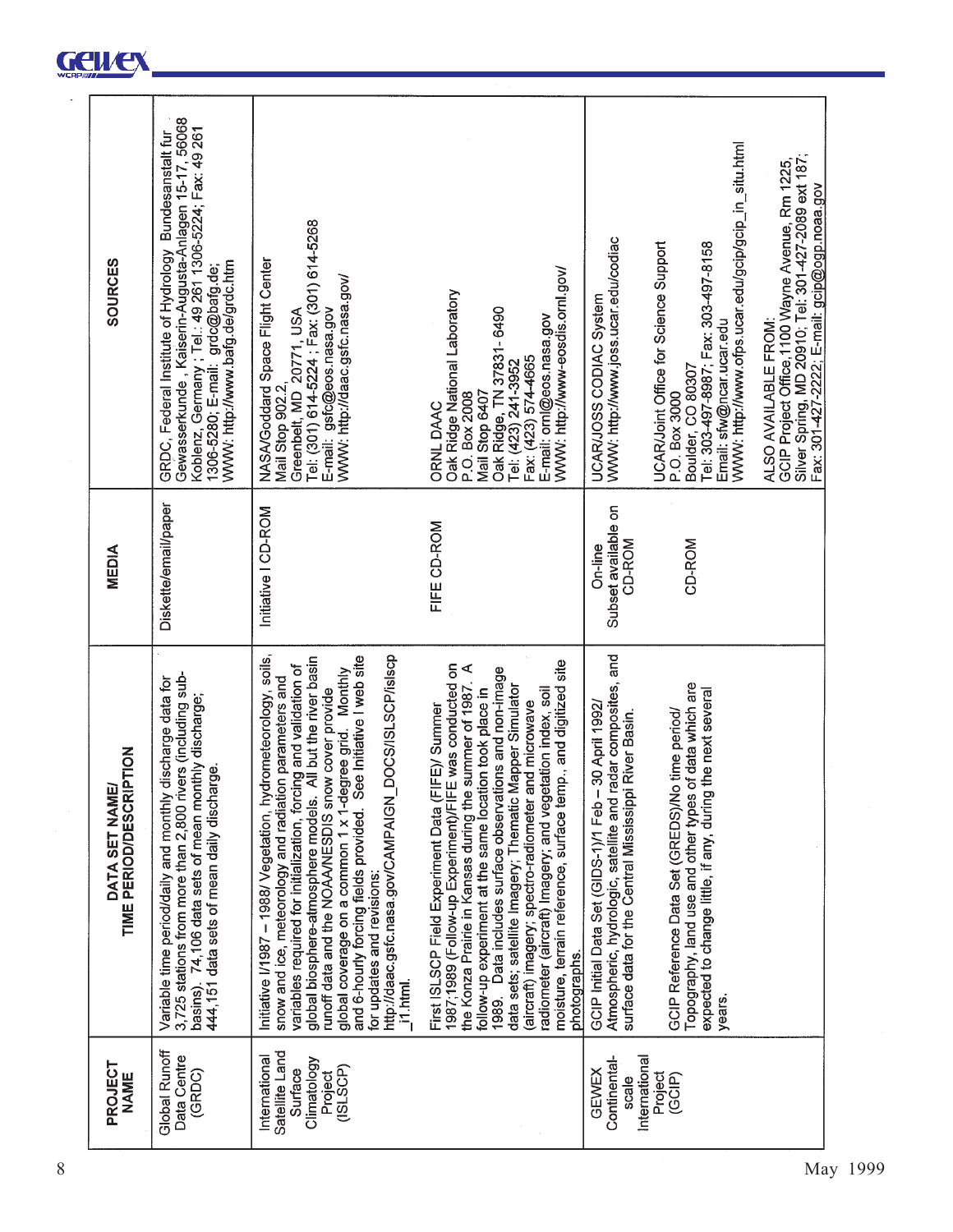| PROJECT NAME | DATA SET NAME/ TIME PERIOD/DESCRIPTION | MEDIA | SOURCES |
| --- | --- | --- | --- |
| Global Runoff Data Centre (GRDC) | Variable time period/daily and monthly discharge data for 3,725 stations from more than 2,800 rivers (including sub-basins). 74,106 data sets of mean monthly discharge; 444,151 data sets of mean daily discharge. | Diskette/email/paper | GRDC, Federal Institute of Hydrology Bundesanstalt fur Gewasserkunde, Kaiserin-Augusta-Anlagen 15-17, 56068 Koblenz, Germany; Tel.: 49 261 1306-5224; Fax: 49 261 1306-5280; E-mail: grdc@bafg.de; WWW: http://www.bafg.de/grdc.htm |
| International Satellite Land Surface Climatology Project (ISLSCP) | Initiative I/1987 – 1988/ Vegetation, hydrometeorology, soils, snow and ice, meteorology and radiation parameters and variables required for initialization, forcing and validation of global biosphere-atmosphere models. All but the river basin runoff data and the NOAA/NESDIS snow cover provide global coverage on a common 1 x 1-degree grid. Monthly and 6-hourly forcing fields provided. See Initiative I web site for updates and revisions: http://daac.gsfc.nasa.gov/CAMPAIGN_DOCS/ISLSCP/islscp_i1.html. | Initiative I CD-ROM | NASA/Goddard Space Flight Center Mail Stop 902.2, Greenbelt, MD 20771, USA Tel: (301) 614-5224 ; Fax: (301) 614-5268 E-mail: gsfc@eos.nasa.gov WWW: http://daac.gsfc.nasa.gov/ |
| | First ISLSCP Field Experiment Data (FIFE)/ Summer 1987;1989 (Follow-up Experiment)/FIFE was conducted on the Konza Prairie in Kansas during the summer of 1987. A follow-up experiment at the same location took place in 1989. Data includes surface observations and non-image data sets; satellite Imagery; Thematic Mapper Simulator (aircraft) imagery; spectro-radiometer and microwave radiometer (aircraft) Imagery; and vegetation index, soil moisture, terrain reference, surface temp., and digitized site photographs. | FIFE CD-ROM | ORNL DAAC Oak Ridge National Laboratory P.O. Box 2008 Mail Stop 6407 Oak Ridge, TN 37831- 6490 Tel: (423) 241-3952 Fax: (423) 574-4665 E-mail: ornl@eos.nasa.gov WWW: http://www-eosdis.ornl.gov/ |
| GEWEX Continental-scale International Project (GCIP) | GCIP Initial Data Set (GIDS-1)/1 Feb – 30 April 1992/ Atmospheric, hydrologic, satellite and radar composites, and surface data for the Central Mississippi River Basin. | On-line Subset available on CD-ROM | UCAR/JOSS CODIAC System WWW: http://www.joss.ucar.edu/codiac |
| | GCIP Reference Data Set (GREDS)/No time period/ Topography, land use and other types of data which are expected to change little, if any, during the next several years. | CD-ROM | UCAR/Joint Office for Science Support P.O. Box 3000 Boulder, CO 80307 Tel: 303-497-8987; Fax: 303-497-8158 Email: sfw@ncar.ucar.edu WWW: http://www.ofps.ucar.edu/gcip/gcip_in_situ.html ALSO AVAILABLE FROM: GCIP Project Office, 1100 Wayne Avenue, Rm 1225, Silver Spring, MD 20910; Tel: 301-427-2089 ext 187; Fax: 301-427-2222; E-mail: gcip@ogp.noaa.gov |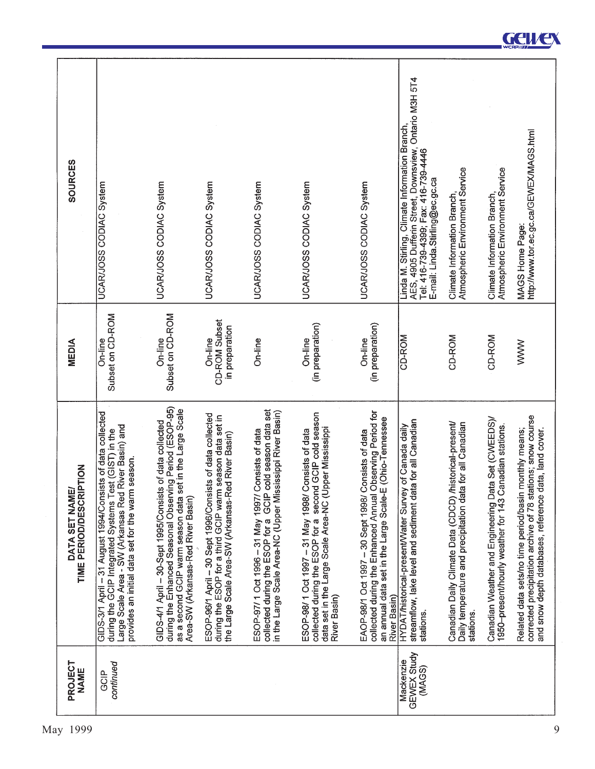| PROJECT NAME | DATA SET NAME/ TIME PERIOD/DESCRIPTION | MEDIA | SOURCES |
|---|---|---|---|
| GCIP *continued* | GIDS-3/1 April – 31 August 1994/Consists of data collected during the GCIP Integrated Systems Test (GIST) in the Large Scale Area - SW (Arkansas Red River Basin) and provides an initial data set for the warm season. | On-line Subset on CD-ROM | UCAR/JOSS CODIAC System |
| | GIDS-4/1 April – 30-Sept 1995/Consists of data collected during the Enhanced Seasonal Observing Period (ESOP-95) as a second GCIP warm season data set in the Large Scale Area-SW (Arkansas-Red River Basin) | On-line Subset on CD-ROM | UCAR/JOSS CODIAC System |
| | ESOP-96/1 April – 30 Sept 1996/Consists of data collected during the ESOP for a third GCIP warm season data set in the Large Scale Area-SW (Arkansas-Red River Basin) | On-line CD-ROM Subset in preparation | UCAR/JOSS CODIAC System |
| | ESOP-97/1 Oct 1996 – 31 May 1997/ Consists of data collected during the ESOP for a GCIP cold season data set in the Large Scale Area-NC (Upper Mississippi River Basin) | On-line | UCAR/JOSS CODIAC System |
| | ESOP-98/1 Oct 1997 – 31 May 1998/ Consists of data collected during the ESOP for a second GCIP cold season data set in the Large Scale Area-NC (Upper Mississippi River Basin) | On-line (in preparation) | UCAR/JOSS CODIAC System |
| | EAOP-98/1 Oct 1997 – 30 Sept 1998/ Consists of data collected during the Enhanced Annual Observing Period for an annual data set in the Large Scale-E (Ohio-Tennessee River Basin) | On-line (in preparation) | UCAR/JOSS CODIAC System |
| Mackenzie GEWEX Study (MAGS) | HYDAT/historical-present/Water Survey of Canada daily streamflow, lake level and sediment data for all Canadian stations. | CD-ROM | Linda M. Stirling, Climate Information Branch, AES, 4905 Dufferin Street, Downsview, Ontario M3H 5T4 Tel: 416-739-4399; Fax: 416-739-4446 E-mail: Linda.Stirling@ec.gc.ca |
| | Canadian Daily Climate Data (CDCD) /historical-present/ Daily temperature and precipitation data for all Canadian stations. | CD-ROM | Climate Information Branch, Atmospheric Environment Service |
| | Canadian Weather and Engineering Data Set (CWEEDS)/ 1950–present/hourly weather for 143 Canadian stations. | CD-ROM | Climate Information Branch, Atmospheric Environment Service |
| | Related data sets/no time period/basin monthly means; corrected precipitation archive of 78 stations; snow course and snow depth databases, reference data, land cover. | WWW | MAGS Home Page: http://www.tor.ec.gc.ca/GEWEX/MAGS.html |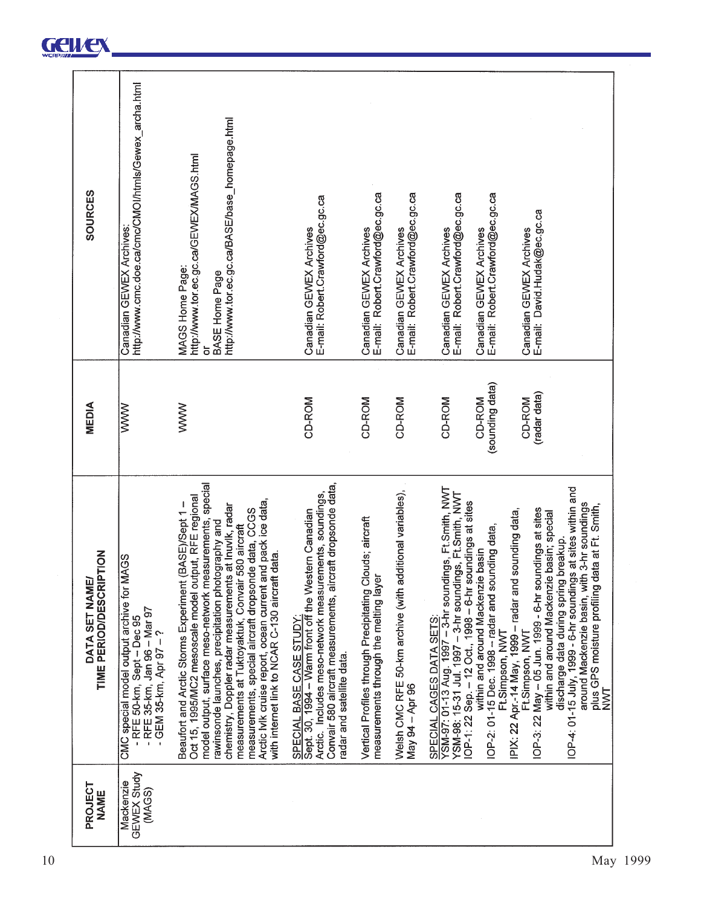| PROJECT NAME | DATA SET NAME/ TIME PERIOD/DESCRIPTION | MEDIA | SOURCES |
|---|---|---|---|
| Mackenzie GEWEX Study (MAGS) | CMC special model output archive for MAGS<br>- RFE 50-km, Sept – Dec 95<br>- RFE 35-km, Jan 96 – Mar 97<br>- GEM 35-km, Apr 97 – ? | WWW | Canadian GEWEX Archives:<br>http://www.cmc.doe.ca/cmc/CMOI/htmls/Gewex_archa.html |
| | Beaufort and Arctic Storms Experiment (BASE)/Sept 1 – Oct 15, 1995/MC2 mesoscale model output, RFE regional model output, surface meso-network measurements, special rawinsonde launches, precipitation photography and chemistry, Doppler radar measurements at Inuvik, radar measurements at Tuktoyaktuk, Convair 580 aircraft measurements, special aircraft dropsonde data, CCGS Arctic Ivik cruise report, ocean current and pack ice data, with internet link to NCAR C-130 aircraft data. | WWW | MAGS Home Page:<br>http://www.tor.ec.gc.ca/GEWEX/MAGS.html<br>or<br>BASE Home Page<br>http://www.tor.ec.gc.ca/BASE/base_homepage.html |
| | SPECIAL BASE CASE STUDY:<br>Sept. 30, 1994 – Warm front off the Western Canadian Arctic. Includes meso-network measurements, soundings, Convair 580 aircraft measurements, aircraft dropsonde data, radar and satellite data. | CD-ROM | Canadian GEWEX Archives<br>E-mail: Robert.Crawford@ec.gc.ca |
| | Vertical Profiles through Precipitating Clouds; aircraft measurements through the melting layer | CD-ROM | Canadian GEWEX Archives<br>E-mail: Robert.Crawford@ec.gc.ca |
| | Welsh CMC RFE 50-km archive (with additional variables), May 94 – Apr 96 | CD-ROM | Canadian GEWEX Archives<br>E-mail: Robert.Crawford@ec.gc.ca |
| | SPECIAL CAGES DATA SETS:<br>YSM-97: 01-13 Aug. 1997 – 3-hr soundings, Ft.Smith, NWT<br>YSM-98: 15-31 Jul. 1997 – 3-hr soundings, Ft.Smith, NWT<br>IOP-1: 22 Sep. – 12 Oct., 1998 – 6-hr soundings at sites within and around Mackenzie basin | CD-ROM | Canadian GEWEX Archives<br>E-mail: Robert.Crawford@ec.gc.ca |
| | IOP-2: 01-15 Dec. 1998 – radar and sounding data, Ft.Simpson, NWT | CD-ROM (sounding data) | Canadian GEWEX Archives<br>E-mail: Robert.Crawford@ec.gc.ca |
| | IPIX: 22 Apr.-14 May, 1999 – radar and sounding data, Ft.Simpson, NWT<br>IOP-3: 22 May – 05 Jun. 1999 - 6-hr soundings at sites within and around Mackenzie basin; special discharge data during spring breakup.<br>IOP-4: 01-15 July, 1999 - 6-hr soundings at sites within and around Mackenzie basin, with 3-hr soundings plus GPS moisture profiling data at Ft. Smith, NWT | CD-ROM (radar data) | Canadian GEWEX Archives<br>E-mail: David.Hudak@ec.gc.ca |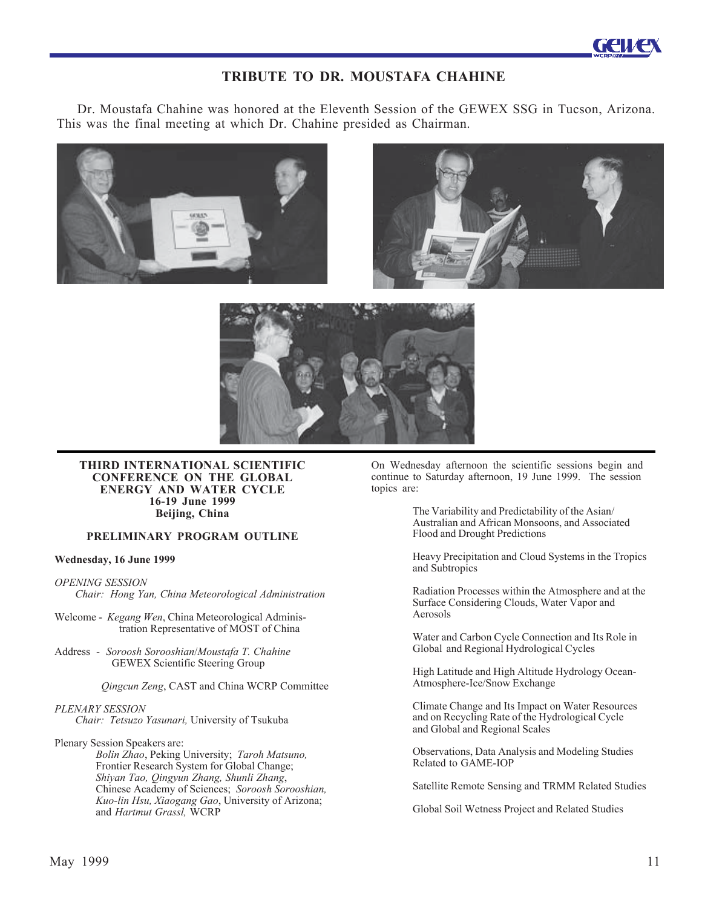## TRIBUTE TO DR. MOUSTAFA CHAHINE

Dr. Moustafa Chahine was honored at the Eleventh Session of the GEWEX SSG in Tucson, Arizona. This was the final meeting at which Dr. Chahine presided as Chairman.

## THIRD INTERNATIONAL SCIENTIFIC CONFERENCE ON THE GLOBAL ENERGY AND WATER CYCLE
### 16-19 June 1999
### Beijing, China

### PRELIMINARY PROGRAM OUTLINE

**Wednesday, 16 June 1999**

*OPENING SESSION*
*Chair: Hong Yan, China Meteorological Administration*

Welcome - *Kegang Wen*, China Meteorological Administration Representative of MOST of China

Address - *Soroosh Sorooshian*/*Moustafa T. Chahine* GEWEX Scientific Steering Group

*Qingcun Zeng*, CAST and China WCRP Committee

*PLENARY SESSION*
*Chair: Tetsuzo Yasunari,* University of Tsukuba

Plenary Session Speakers are:
*Bolin Zhao*, Peking University; *Taroh Matsuno,* Frontier Research System for Global Change; *Shiyan Tao, Qingyun Zhang, Shunli Zhang*, Chinese Academy of Sciences; *Soroosh Sorooshian, Kuo-lin Hsu, Xiaogang Gao*, University of Arizona; and *Hartmut Grassl,* WCRP

On Wednesday afternoon the scientific sessions begin and continue to Saturday afternoon, 19 June 1999. The session topics are:

The Variability and Predictability of the Asian/Australian and African Monsoons, and Associated Flood and Drought Predictions

Heavy Precipitation and Cloud Systems in the Tropics and Subtropics

Radiation Processes within the Atmosphere and at the Surface Considering Clouds, Water Vapor and Aerosols

Water and Carbon Cycle Connection and Its Role in Global and Regional Hydrological Cycles

High Latitude and High Altitude Hydrology Ocean-Atmosphere-Ice/Snow Exchange

Climate Change and Its Impact on Water Resources and on Recycling Rate of the Hydrological Cycle and Global and Regional Scales

Observations, Data Analysis and Modeling Studies Related to GAME-IOP

Satellite Remote Sensing and TRMM Related Studies

Global Soil Wetness Project and Related Studies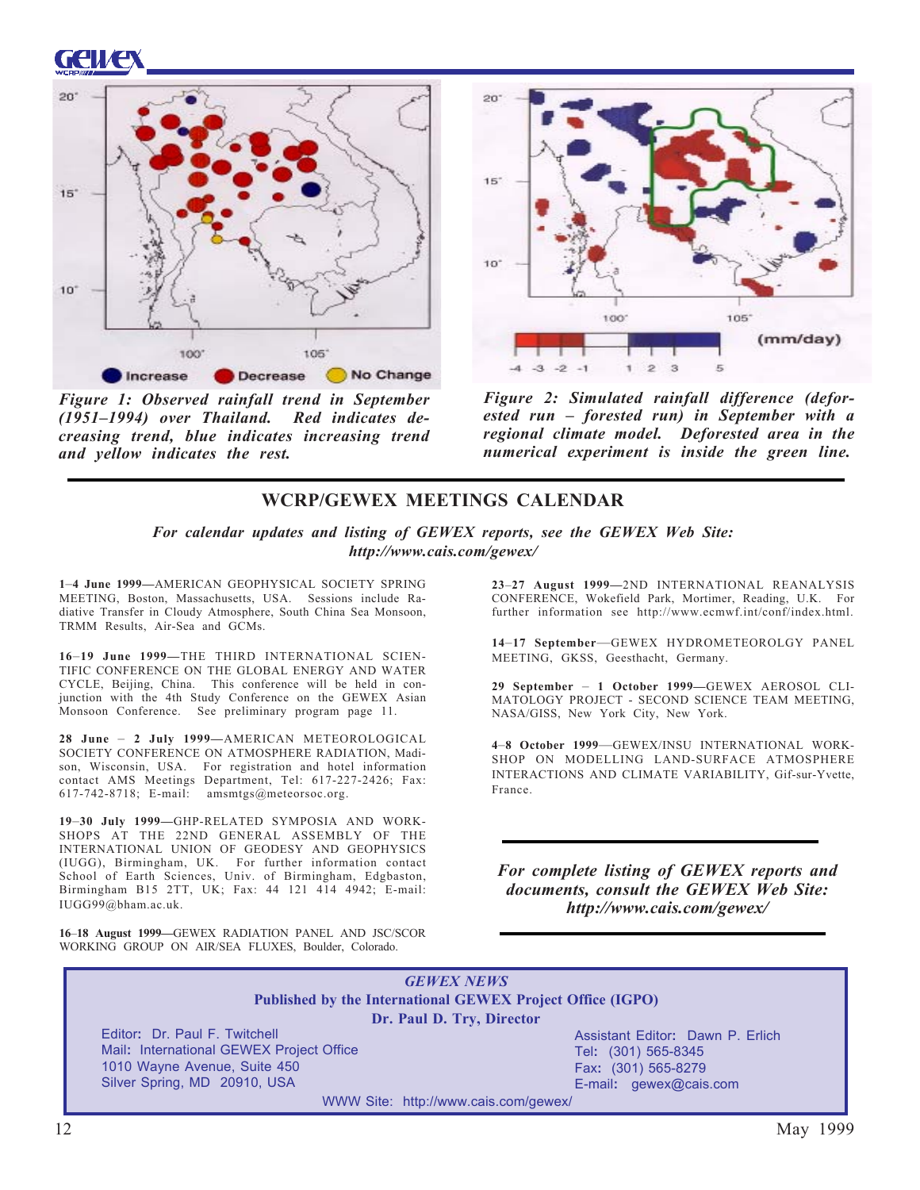20°

15°

10°

100°

105°

Increase Decrease No Change

*Figure 1: Observed rainfall trend in September (1951–1994) over Thailand. Red indicates decreasing trend, blue indicates increasing trend and yellow indicates the rest.*

20°

15°

10°

100°

105°

(mm/day)

-4 -3 -2 -1 1 2 3 5

*Figure 2: Simulated rainfall difference (deforested run – forested run) in September with a regional climate model. Deforested area in the numerical experiment is inside the green line.*

## WCRP/GEWEX MEETINGS CALENDAR

***For calendar updates and listing of GEWEX reports, see the GEWEX Web Site: http://www.cais.com/gewex/***

**1–4 June 1999—**AMERICAN GEOPHYSICAL SOCIETY SPRING MEETING, Boston, Massachusetts, USA. Sessions include Radiative Transfer in Cloudy Atmosphere, South China Sea Monsoon, TRMM Results, Air-Sea and GCMs.

**16–19 June 1999—**THE THIRD INTERNATIONAL SCIENTIFIC CONFERENCE ON THE GLOBAL ENERGY AND WATER CYCLE, Beijing, China. This conference will be held in conjunction with the 4th Study Conference on the GEWEX Asian Monsoon Conference. See preliminary program page 11.

**28 June – 2 July 1999—**AMERICAN METEOROLOGICAL SOCIETY CONFERENCE ON ATMOSPHERE RADIATION, Madison, Wisconsin, USA. For registration and hotel information contact AMS Meetings Department, Tel: 617-227-2426; Fax: 617-742-8718; E-mail: amsmtgs@meteorsoc.org.

**19–30 July 1999—**GHP-RELATED SYMPOSIA AND WORKSHOPS AT THE 22ND GENERAL ASSEMBLY OF THE INTERNATIONAL UNION OF GEODESY AND GEOPHYSICS (IUGG), Birmingham, UK. For further information contact School of Earth Sciences, Univ. of Birmingham, Edgbaston, Birmingham B15 2TT, UK; Fax: 44 121 414 4942; E-mail: IUGG99@bham.ac.uk.

**16–18 August 1999—**GEWEX RADIATION PANEL AND JSC/SCOR WORKING GROUP ON AIR/SEA FLUXES, Boulder, Colorado.

**23–27 August 1999—**2ND INTERNATIONAL REANALYSIS CONFERENCE, Wokefield Park, Mortimer, Reading, U.K. For further information see http://www.ecmwf.int/conf/index.html.

**14–17 September—**GEWEX HYDROMETEOROLGY PANEL MEETING, GKSS, Geesthacht, Germany.

**29 September – 1 October 1999—**GEWEX AEROSOL CLIMATOLOGY PROJECT - SECOND SCIENCE TEAM MEETING, NASA/GISS, New York City, New York.

**4–8 October 1999—**GEWEX/INSU INTERNATIONAL WORKSHOP ON MODELLING LAND-SURFACE ATMOSPHERE INTERACTIONS AND CLIMATE VARIABILITY, Gif-sur-Yvette, France.

***For complete listing of GEWEX reports and documents, consult the GEWEX Web Site: http://www.cais.com/gewex/***

---

***GEWEX NEWS***

**Published by the International GEWEX Project Office (IGPO)**

**Dr. Paul D. Try, Director**

Editor: Dr. Paul F. Twitchell
Mail: International GEWEX Project Office
1010 Wayne Avenue, Suite 450
Silver Spring, MD 20910, USA

Assistant Editor: Dawn P. Erlich
Tel: (301) 565-8345
Fax: (301) 565-8279
E-mail: gewex@cais.com

WWW Site: http://www.cais.com/gewex/